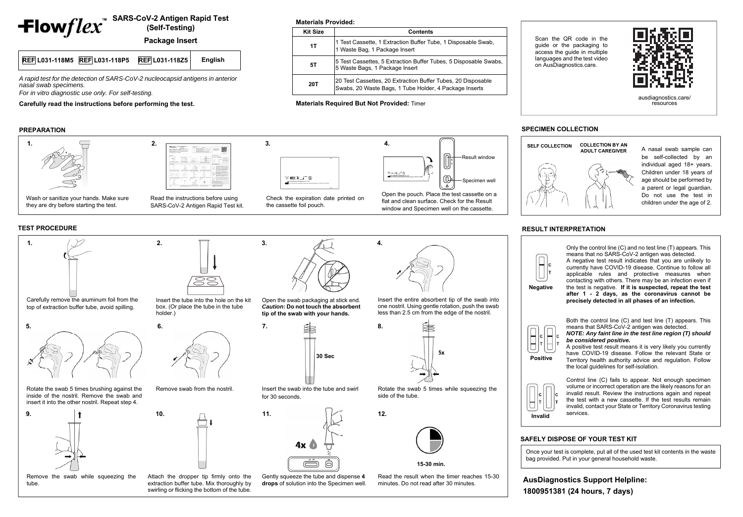# Flowflex™ SARS-CoV-2 Antigen Rapid Test (Self-Testing)

## Package Insert

| REF L031-118M5 | REF L031-118P5 | REF L031-118Z5 | English |
|---|---|---|---|

*A rapid test for the detection of SARS-CoV-2 nucleocapsid antigens in anterior nasal swab specimens.*

*For in vitro diagnostic use only. For self-testing.*

**Carefully read the instructions before performing the test.**

**Materials Provided:**

| Kit Size | Contents |
|---|---|
| 1T | 1 Test Cassette, 1 Extraction Buffer Tube, 1 Disposable Swab, 1 Waste Bag, 1 Package Insert |
| 5T | 5 Test Cassettes, 5 Extraction Buffer Tubes, 5 Disposable Swabs, 5 Waste Bags, 1 Package Insert |
| 20T | 20 Test Cassettes, 20 Extraction Buffer Tubes, 20 Disposable Swabs, 20 Waste Bags, 1 Tube Holder, 4 Package Inserts |

**Materials Required But Not Provided:** Timer

Scan the QR code in the guide or the packaging to access the guide in multiple languages and the test video on AusDiagnostics.care.

ausdiagnostics.care/resources

## PREPARATION

1. Wash or sanitize your hands. Make sure they are dry before starting the test.
2. Read the instructions before using SARS-CoV-2 Antigen Rapid Test kit.
3. Check the expiration date printed on the cassette foil pouch.
4. Open the pouch. Place the test cassette on a flat and clean surface. Check for the Result window and Specimen well on the cassette.

Result window

Specimen well

## TEST PROCEDURE

1. Carefully remove the aluminum foil from the top of extraction buffer tube, avoid spilling.
2. Insert the tube into the hole on the kit box. (Or place the tube in the tube holder.)
3. Open the swab packaging at stick end. ***Caution*: Do not touch the absorbent tip of the swab with your hands.**
4. Insert the entire absorbent tip of the swab into one nostril. Using gentle rotation, push the swab less than 2.5 cm from the edge of the nostril.
5. Rotate the swab 5 times brushing against the inside of the nostril. Remove the swab and insert it into the other nostril. Repeat step 4.
6. Remove swab from the nostril.
7. Insert the swab into the tube and swirl for 30 seconds.
8. Rotate the swab 5 times while squeezing the side of the tube.
9. Remove the swab while squeezing the tube.
10. Attach the dropper tip firmly onto the extraction buffer tube. Mix thoroughly by swirling or flicking the bottom of the tube.
11. Gently squeeze the tube and dispense **4 drops** of solution into the Specimen well.
12. Read the result when the timer reaches 15-30 minutes. Do not read after 30 minutes.

30 Sec

5x

4x

15-30 min.

## SPECIMEN COLLECTION

SELF COLLECTION

COLLECTION BY AN ADULT CAREGIVER

A nasal swab sample can be self-collected by an individual aged 18+ years. Children under 18 years of age should be performed by a parent or legal guardian. Do not use the test in children under the age of 2.

## RESULT INTERPRETATION

**Negative**

Only the control line (C) and no test line (T) appears. This means that no SARS-CoV-2 antigen was detected.

A negative test result indicates that you are unlikely to currently have COVID-19 disease. Continue to follow all applicable rules and protective measures when contacting with others. There may be an infection even if the test is negative. **If it is suspected, repeat the test after 1 - 2 days, as the coronavirus cannot be precisely detected in all phases of an infection.**

**Positive**

Both the control line (C) and test line (T) appears. This means that SARS-CoV-2 antigen was detected.

***NOTE: Any faint line in the test line region (T) should be considered positive.***

A positive test result means it is very likely you currently have COVID-19 disease. Follow the relevant State or Territory health authority advice and regulation. Follow the local guidelines for self-isolation.

**Invalid**

Control line (C) fails to appear. Not enough specimen volume or incorrect operation are the likely reasons for an invalid result. Review the instructions again and repeat the test with a new cassette. If the test results remain invalid, contact your State or Territory Coronavirus testing services.

## SAFELY DISPOSE OF YOUR TEST KIT

Once your test is complete, put all of the used test kit contents in the waste bag provided. Put in your general household waste.

**AusDiagnostics Support Helpline:**

**1800951381 (24 hours, 7 days)**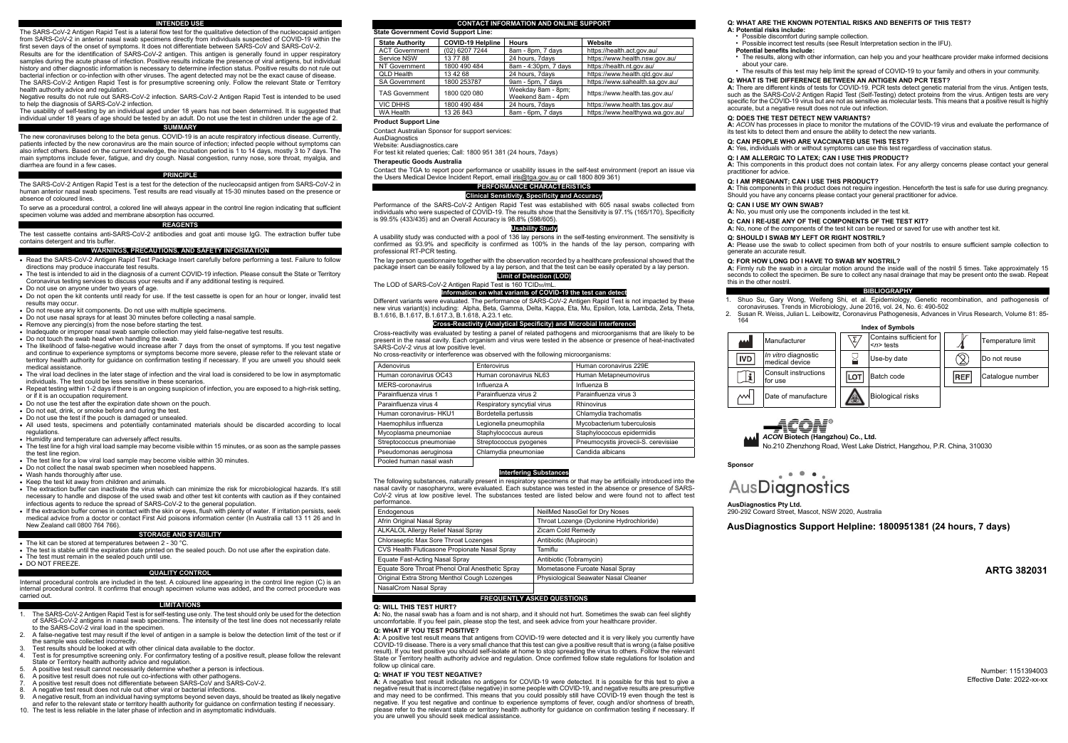## INTENDED USE

The SARS-CoV-2 Antigen Rapid Test is a lateral flow test for the qualitative detection of the nucleocapsid antigen from SARS-CoV-2 in anterior nasal swab specimens directly from individuals suspected of COVID-19 within the first seven days of the onset of symptoms. It does not differentiate between SARS-CoV and SARS-CoV-2.

Results are for the identification of SARS-CoV-2 antigen. This antigen is generally found in upper respiratory samples during the acute phase of infection. Positive results indicate the presence of viral antigens, but individual history and other diagnostic information is necessary to determine infection status. Positive results do not rule out bacterial infection or co-infection with other viruses. The agent detected may not be the exact cause of disease.

The SARS-CoV-2 Antigen Rapid Test is for presumptive screening only. Follow the relevant State or Territory health authority advice and regulation.

Negative results do not rule out SARS-CoV-2 infection. SARS-CoV-2 Antigen Rapid Test is intended to be used to help the diagnosis of SARS-CoV-2 infection.

The usability of self-testing by an individual aged under 18 years has not been determined. It is suggested that individual under 18 years of age should be tested by an adult. Do not use the test in children under the age of 2.

## SUMMARY

The new coronaviruses belong to the beta genus. COVID-19 is an acute respiratory infectious disease. Currently, patients infected by the new coronavirus are the main source of infection; infected people without symptoms can also infect others. Based on the current knowledge, the incubation period is 1 to 14 days, mostly 3 to 7 days. The main symptoms include fever, fatigue, and dry cough. Nasal congestion, runny nose, sore throat, myalgia, and diarrhea are found in a few cases.

## PRINCIPLE

The SARS-CoV-2 Antigen Rapid Test is a test for the detection of the nucleocapsid antigen from SARS-CoV-2 in human anterior nasal swab specimens. Test results are read visually at 15-30 minutes based on the presence or absence of coloured lines.

To serve as a procedural control, a colored line will always appear in the control line region indicating that sufficient specimen volume was added and membrane absorption has occurred.

## REAGENTS

The test cassette contains anti-SARS-CoV-2 antibodies and goat anti mouse IgG. The extraction buffer tube contains detergent and tris buffer.

## WARNINGS, PRECAUTIONS, AND SAFETY INFORMATION

- Read the SARS-CoV-2 Antigen Rapid Test Package Insert carefully before performing a test. Failure to follow directions may produce inaccurate test results.
- The test is intended to aid in the diagnosis of a current COVID-19 infection. Please consult the State or Territory Coronavirus testing services to discuss your results and if any additional testing is required.
- Do not use on anyone under two years of age.
- Do not open the kit contents until ready for use. If the test cassette is open for an hour or longer, invalid test results may occur.
- Do not reuse any kit components. Do not use with multiple specimens.
- Do not use nasal sprays for at least 30 minutes before collecting a nasal sample.
- Remove any piercing(s) from the nose before starting the test.
- Inadequate or improper nasal swab sample collection may yield false-negative test results.
- Do not touch the swab head when handling the swab.
- The likelihood of false-negative would increase after 7 days from the onset of symptoms. If you test negative and continue to experience symptoms or symptoms become more severe, please refer to the relevant state or territory health authority for guidance on confirmation testing if necessary. If you are unwell you should seek medical assistance.
- The viral load declines in the later stage of infection and the viral load is considered to be low in asymptomatic individuals. The test could be less sensitive in these scenarios.
- Repeat testing within 1-2 days if there is an ongoing suspicion of infection, you are exposed to a high-risk setting, or if it is an occupation requirement.
- Do not use the test after the expiration date shown on the pouch.
- Do not eat, drink, or smoke before and during the test.
- Do not use the test if the pouch is damaged or unsealed.
- All used tests, specimens and potentially contaminated materials should be discarded according to local regulations.
- Humidity and temperature can adversely affect results.
- The test line for a high viral load sample may become visible within 15 minutes, or as soon as the sample passes the test line region.
- The test line for a low viral load sample may become visible within 30 minutes.
- Do not collect the nasal swab specimen when nosebleed happens.
- Wash hands thoroughly after use.
- Keep the test kit away from children and animals.
- The extraction buffer can inactivate the virus which can minimize the risk for microbiological hazards. It's still necessary to handle and dispose of the used swab and other test kit contents with caution as if they contained infectious agents to reduce the spread of SARS-CoV-2 to the general population.
- If the extraction buffer comes in contact with the skin or eyes, flush with plenty of water. If irritation persists, seek medical advice from a doctor or contact First Aid poisons information center (In Australia call 13 11 26 and In New Zealand call 0800 764 766).

## STORAGE AND STABILITY

- The kit can be stored at temperatures between 2 - 30 °C.
- The test is stable until the expiration date printed on the sealed pouch. Do not use after the expiration date.
- The test must remain in the sealed pouch until use.
- DO NOT FREEZE.

## QUALITY CONTROL

Internal procedural controls are included in the test. A coloured line appearing in the control line region (C) is an internal procedural control. It confirms that enough specimen volume was added, and the correct procedure was carried out.

## LIMITATIONS

1. The SARS-CoV-2 Antigen Rapid Test is for self-testing use only. The test should only be used for the detection of SARS-CoV-2 antigens in nasal swab specimens. The intensity of the test line does not necessarily relate to the SARS-CoV-2 viral load in the specimen.
2. A false-negative test may result if the level of antigen in a sample is below the detection limit of the test or if the sample was collected incorrectly.
3. Test results should be looked at with other clinical data available to the doctor.
4. Test is for presumptive screening only. For confirmatory testing of a positive result, please follow the relevant State or Territory health authority advice and regulation.
5. A positive test result cannot necessarily determine whether a person is infectious.
6. A positive test result does not rule out co-infections with other pathogens.
7. A positive test result does not differentiate between SARS-CoV and SARS-CoV-2.
8. A negative test result does not rule out other viral or bacterial infections.
9. A negative result, from an individual having symptoms beyond seven days, should be treated as likely negative and refer to the relevant state or territory health authority for guidance on confirmation testing if necessary.
10. The test is less reliable in the later phase of infection and in asymptomatic individuals.

## CONTACT INFORMATION AND ONLINE SUPPORT

**State Government Covid Support Line:**

| State Authority | COVID-19 Helpline | Hours | Website |
|---|---|---|---|
| ACT Government | (02) 6207 7244 | 8am - 8pm, 7 days | https://health.act.gov.au/ |
| Service NSW | 13 77 88 | 24 hours, 7days | https://www.health.nsw.gov.au/ |
| NT Government | 1800 490 484 | 8am - 4:30pm, 7 days | https://health.nt.gov.au/ |
| QLD Health | 13 42 68 | 24 hours, 7days | https://www.health.qld.gov.au/ |
| SA Government | 1800 253787 | 9am - 5pm, 7 days | https://www.sahealth.sa.gov.au/ |
| TAS Government | 1800 020 080 | Weekday 8am - 8pm; Weekend 8am - 4pm | https://www.health.tas.gov.au/ |
| VIC DHHS | 1800 490 484 | 24 hours, 7days | https://www.health.tas.gov.au/ |
| WA Health | 13 26 843 | 8am - 6pm, 7 days | https://www.healthywa.wa.gov.au/ |

**Product Support Line**

Contact Australian Sponsor for support services:

AusDiagnostics

Website: Ausdiagnostics.care

For test kit related queries; Call: 1800 951 381 (24 hours, 7days)

**Therapeutic Goods Australia**

Contact the TGA to report poor performance or usability issues in the self-test environment (report an issue via the Users Medical Device Incident Report, email iris@tga.gov.au or call 1800 809 361)

## PERFORMANCE CHARACTERISTICS

### Clinical Sensitivity, Specificity and Accuracy

Performance of the SARS-CoV-2 Antigen Rapid Test was established with 605 nasal swabs collected from individuals who were suspected of COVID-19. The results show that the Sensitivity is 97.1% (165/170), Specificity is 99.5% (433/435) and an Overall Accuracy is 98.8% (598/605).

### Usability Study

A usability study was conducted with a pool of 136 lay persons in the self-testing environment. The sensitivity is confirmed as 93.9% and specificity is confirmed as 100% in the hands of the lay person, comparing with professional RT-PCR testing.

The lay person questionnaire together with the observation recorded by a healthcare professional showed that the package insert can be easily followed by a lay person, and that the test can be easily operated by a lay person.

### Limit of Detection (LOD)

The LOD of SARS-CoV-2 Antigen Rapid Test is 160 $TCID_{50}$/mL.

### Information on what variants of COVID-19 the test can detect

Different variants were evaluated. The performance of SARS-CoV-2 Antigen Rapid Test is not impacted by these new virus variant(s) including: Alpha, Beta, Gamma, Delta, Kappa, Eta, Mu, Epsilon, Iota, Lambda, Zeta, Theta, B.1.616, B.1.617, B.1.617.3, B.1.618, A.23.1 etc.

### Cross-Reactivity (Analytical Specificity) and Microbial Interference

Cross-reactivity was evaluated by testing a panel of related pathogens and microorganisms that are likely to be present in the nasal cavity. Each organism and virus were tested in the absence or presence of heat-inactivated SARS-CoV-2 virus at low positive level.

No cross-reactivity or interference was observed with the following microorganisms:

| | | |
|---|---|---|
| Adenovirus | Enterovirus | Human coronavirus 229E |
| Human coronavirus OC43 | Human coronavirus NL63 | Human Metapneumovirus |
| MERS-coronavirus | Influenza A | Influenza B |
| Parainfluenza virus 1 | Parainfluenza virus 2 | Parainfluenza virus 3 |
| Parainfluenza virus 4 | Respiratory syncytial virus | Rhinovirus |
| Human coronavirus- HKU1 | Bordetella pertussis | Chlamydia trachomatis |
| Haemophilus influenza | Legionella pneumophila | Mycobacterium tuberculosis |
| Mycoplasma pneumoniae | Staphylococcus aureus | Staphylococcus epidermidis |
| Streptococcus pneumoniae | Streptococcus pyogenes | Pneumocystis jirovecii-S. cerevisiae |
| Pseudomonas aeruginosa | Chlamydia pneumoniae | Candida albicans |
| Pooled human nasal wash | | |

### Interfering Substances

The following substances, naturally present in respiratory specimens or that may be artificially introduced into the nasal cavity or nasopharynx, were evaluated. Each substance was tested in the absence or presence of SARS-CoV-2 virus at low positive level. The substances tested are listed below and were found not to affect test performance.

| | |
|---|---|
| Endogenous | NeilMed NasoGel for Dry Noses |
| Afrin Original Nasal Spray | Throat Lozenge (Dyclonine Hydrochloride) |
| ALKALOL Allergy Relief Nasal Spray | Zicam Cold Remedy |
| Chloraseptic Max Sore Throat Lozenges | Antibiotic (Mupirocin) |
| CVS Health Fluticasone Propionate Nasal Spray | Tamiflu |
| Equate Fast-Acting Nasal Spray | Antibiotic (Tobramycin) |
| Equate Sore Throat Phenol Oral Anesthetic Spray | Mometasone Furoate Nasal Spray |
| Original Extra Strong Menthol Cough Lozenges | Physiological Seawater Nasal Cleaner |
| NasalCrom Nasal Spray | |

## FREQUENTLY ASKED QUESTIONS

**Q: WILL THIS TEST HURT?**

**A:** No, the nasal swab has a foam and is not sharp, and it should not hurt. Sometimes the swab can feel slightly uncomfortable. If you feel pain, please stop the test, and seek advice from your healthcare provider.

**Q: WHAT IF YOU TEST POSITIVE?**

**A:** A positive test result means that antigens from COVID-19 were detected and it is very likely you currently have COVID-19 disease. There is a very small chance that this test can give a positive result that is wrong (a false positive result). If you test positive you should self-isolate at home to stop spreading the virus to others. Follow the relevant State or Territory health authority advice and regulation. Once confirmed follow state regulations for Isolation and follow up clinical care.

**Q: WHAT IF YOU TEST NEGATIVE?**

**A:** A negative test result indicates no antigens for COVID-19 were detected. It is possible for this test to give a negative result that is incorrect (false negative) in some people with COVID-19, and negative results are presumptive and may need to be confirmed. This means that you could possibly still have COVID-19 even though the test is negative. If you test negative and continue to experience symptoms of fever, cough and/or shortness of breath, please refer to the relevant state or territory health authority for guidance on confirmation testing if necessary. If you are unwell you should seek medical assistance.

**Q: WHAT ARE THE KNOWN POTENTIAL RISKS AND BENEFITS OF THIS TEST?**

**A: Potential risks include:**

- Possible discomfort during sample collection.
- Possible incorrect test results (see Result Interpretation section in the IFU).

**Potential benefits include:**

- The results, along with other information, can help you and your healthcare provider make informed decisions about your care.
- The results of this test may help limit the spread of COVID-19 to your family and others in your community.

**Q: WHAT IS THE DIFFERENCE BETWEEN AN ANTIGEN AND PCR TEST?**

**A:** There are different kinds of tests for COVID-19. PCR tests detect genetic material from the virus. Antigen tests, such as the SARS-CoV-2 Antigen Rapid Test (Self-Testing) detect proteins from the virus. Antigen tests are very specific for the COVID-19 virus but are not as sensitive as molecular tests. This means that a positive result is highly accurate, but a negative result does not rule out infection.

**Q: DOES THE TEST DETECT NEW VARIANTS?**

**A:** *ACON* has processes in place to monitor the mutations of the COVID-19 virus and evaluate the performance of its test kits to detect them and ensure the ability to detect the new variants.

**Q: CAN PEOPLE WHO ARE VACCINATED USE THIS TEST?**

**A:** Yes, individuals with or without symptoms can use this test regardless of vaccination status.

**Q: I AM ALLERGIC TO LATEX; CAN I USE THIS PRODUCT?**

**A:** This components in this product does not contain latex. For any allergy concerns please contact your general practitioner for advice.

**Q: I AM PREGNANT; CAN I USE THIS PRODUCT?**

**A:** This components in this product does not require ingestion. Henceforth the test is safe for use during pregnancy. Should you have any concerns please contact your general practitioner for advice.

**Q: CAN I USE MY OWN SWAB?**

**A:** No, you must only use the components included in the test kit.

**Q: CAN I RE-USE ANY OF THE COMPONENTS OF THE TEST KIT?**

**A:** No, none of the components of the test kit can be reused or saved for use with another test kit.

**Q: SHOULD I SWAB MY LEFT OR RIGHT NOSTRIL?**

**A:** Please use the swab to collect specimen from both of your nostrils to ensure sufficient sample collection to generate an accurate result.

**Q: FOR HOW LONG DO I HAVE TO SWAB MY NOSTRIL?**

**A:** Firmly rub the swab in a circular motion around the inside wall of the nostril 5 times. Take approximately 15 seconds to collect the specimen. Be sure to collect any nasal drainage that may be present onto the swab. Repeat this in the other nostril.

## BIBLIOGRAPHY

1. Shuo Su, Gary Wong, Weifeng Shi, et al. Epidemiology, Genetic recombination, and pathogenesis of coronaviruses. Trends in Microbiology, June 2016, vol. 24, No. 6: 490-502
2. Susan R. Weiss, Julian L. Leibowitz, Coronavirus Pathogenesis, Advances in Virus Research, Volume 81: 85-164

**Index of Symbols**

| | | | | | |
|---|---|---|---|---|---|
| | Manufacturer | | Contains sufficient for <n> tests | | Temperature limit |
| IVD | *In vitro* diagnostic medical device | | Use-by date | | Do not reuse |
| | Consult instructions for use | LOT | Batch code | REF | Catalogue number |
| | Date of manufacture | | Biological risks | | |

ACON®

*ACON* **Biotech (Hangzhou) Co., Ltd.**

No.210 Zhenzhong Road, West Lake District, Hangzhou, P.R. China, 310030

**Sponsor**

AusDiagnostics

**AusDiagnostics Pty Ltd.**

290-292 Coward Street, Mascot, NSW 2020, Australia

**AusDiagnostics Support Helpline: 1800951381 (24 hours, 7 days)**

**ARTG 382031**

Number: 1151394003

Effective Date: 2022-xx-xx